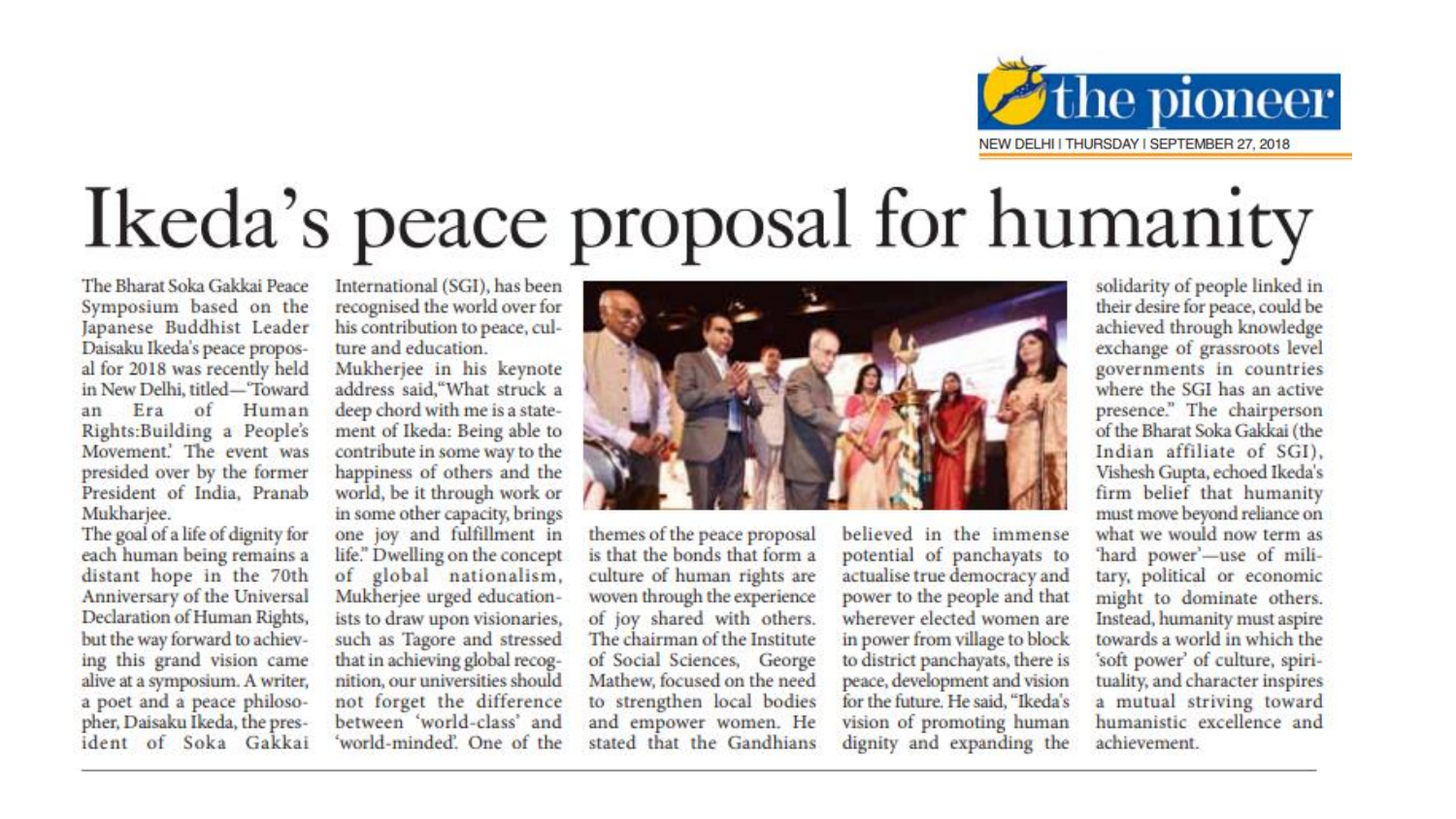the pioneer

NEW DELHI | THURSDAY | SEPTEMBER 27, 2018

# Ikeda's peace proposal for humanity

The Bharat Soka Gakkai Peace Symposium based on the Japanese Buddhist Leader Daisaku Ikeda's peace proposal for 2018 was recently held in New Delhi, titled—"Toward an Era of Human Rights:Building a People's Movement.' The event was presided over by the former President of India, Pranab Mukharjee.

The goal of a life of dignity for each human being remains a distant hope in the 70th Anniversary of the Universal Declaration of Human Rights, but the way forward to achieving this grand vision came alive at a symposium. A writer, a poet and a peace philosopher, Daisaku Ikeda, the president of Soka Gakkai International (SGI), has been recognised the world over for his contribution to peace, culture and education.

Mukherjee in his keynote address said,"What struck a deep chord with me is a statement of Ikeda: Being able to contribute in some way to the happiness of others and the world, be it through work or in some other capacity, brings one joy and fulfillment in life." Dwelling on the concept of global nationalism, Mukherjee urged educationists to draw upon visionaries, such as Tagore and stressed that in achieving global recognition, our universities should not forget the difference between 'world-class' and 'world-minded'. One of the themes of the peace proposal is that the bonds that form a culture of human rights are woven through the experience of joy shared with others. The chairman of the Institute of Social Sciences, George Mathew, focused on the need to strengthen local bodies and empower women. He stated that the Gandhians believed in the immense potential of panchayats to actualise true democracy and power to the people and that wherever elected women are in power from village to block to district panchayats, there is peace, development and vision for the future. He said, "Ikeda's vision of promoting human dignity and expanding the solidarity of people linked in their desire for peace, could be achieved through knowledge exchange of grassroots level governments in countries where the SGI has an active presence." The chairperson of the Bharat Soka Gakkai (the Indian affiliate of SGI), Vishesh Gupta, echoed Ikeda's firm belief that humanity must move beyond reliance on what we would now term as 'hard power'—use of military, political or economic might to dominate others. Instead, humanity must aspire towards a world in which the 'soft power' of culture, spirituality, and character inspires a mutual striving toward humanistic excellence and achievement.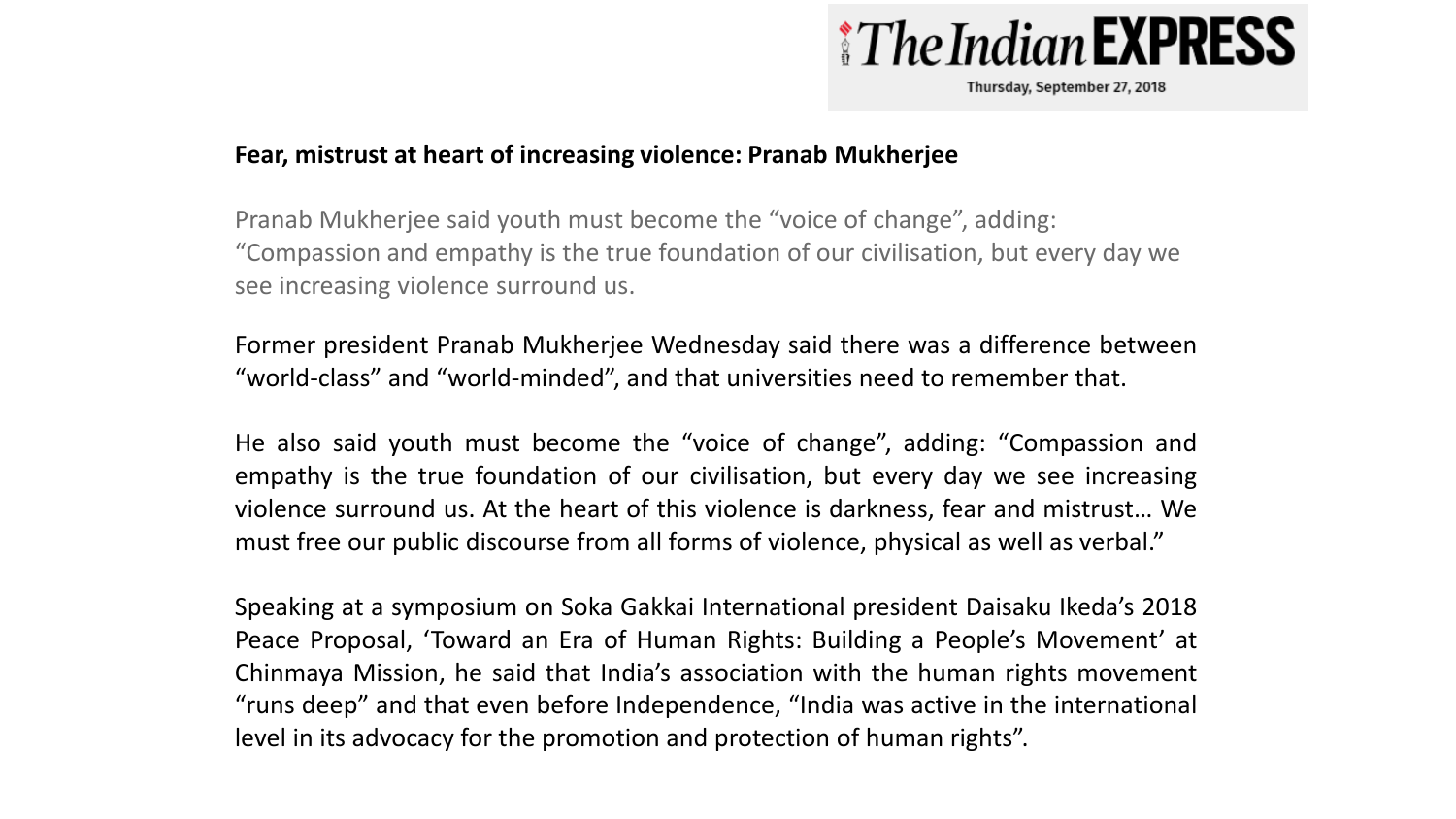The Indian EXPRESS

Thursday, September 27, 2018

**Fear, mistrust at heart of increasing violence: Pranab Mukherjee**

Pranab Mukherjee said youth must become the "voice of change", adding: "Compassion and empathy is the true foundation of our civilisation, but every day we see increasing violence surround us.

Former president Pranab Mukherjee Wednesday said there was a difference between "world-class" and "world-minded", and that universities need to remember that.

He also said youth must become the "voice of change", adding: "Compassion and empathy is the true foundation of our civilisation, but every day we see increasing violence surround us. At the heart of this violence is darkness, fear and mistrust… We must free our public discourse from all forms of violence, physical as well as verbal."

Speaking at a symposium on Soka Gakkai International president Daisaku Ikeda's 2018 Peace Proposal, 'Toward an Era of Human Rights: Building a People's Movement' at Chinmaya Mission, he said that India's association with the human rights movement "runs deep" and that even before Independence, "India was active in the international level in its advocacy for the promotion and protection of human rights".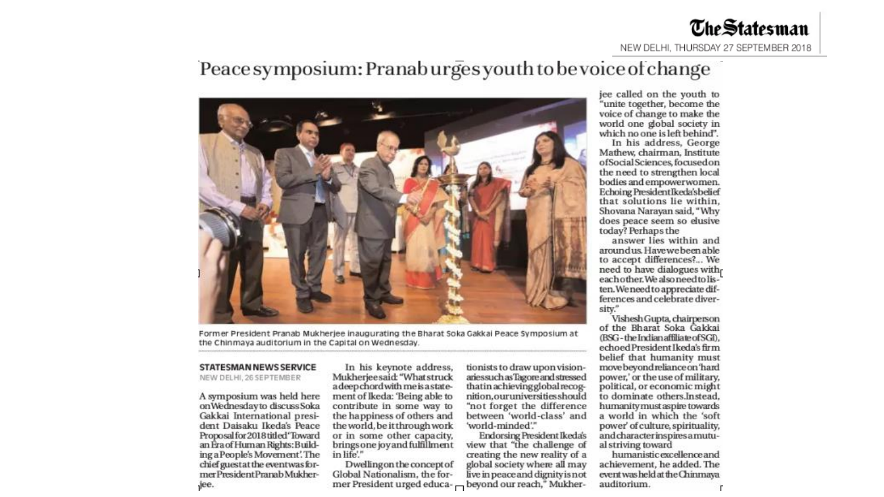The Statesman
NEW DELHI, THURSDAY 27 SEPTEMBER 2018

# Peace symposium: Pranab urges youth to be voice of change

Former President Pranab Mukherjee inaugurating the Bharat Soka Gakkai Peace Symposium at the Chinmaya auditorium in the Capital on Wednesday.

**STATESMAN NEWS SERVICE**
NEW DELHI, 26 SEPTEMBER

A symposium was held here on Wednesday to discuss Soka Gakkai International president Daisaku Ikeda's Peace Proposal for 2018 titled "Toward an Era of Human Rights: Building a People's Movement'. The chief guest at the event was former President Pranab Mukherjee.

In his keynote address, Mukherjee said: "What struck a deep chord with me is a statement of Ikeda: 'Being able to contribute in some way to the happiness of others and the world, be it through work or in some other capacity, brings one joy and fulfillment in life'."

Dwelling on the concept of Global Nationalism, the former President urged educationists to draw upon visionaries such as Tagore and stressed that in achieving global recognition, our universities should "not forget the difference between 'world-class' and 'world-minded'."

Endorsing President Ikeda's view that "the challenge of creating the new reality of a global society where all may live in peace and dignity is not beyond our reach," Mukherjee called on the youth to "unite together, become the voice of change to make the world one global society in which no one is left behind".

In his address, George Mathew, chairman, Institute of Social Sciences, focused on the need to strengthen local bodies and empower women. Echoing President Ikeda's belief that solutions lie within, Shovana Narayan said, "Why does peace seem so elusive today? Perhaps the answer lies within and around us. Have we been able to accept differences?... We need to have dialogues with each other. We also need to listen. We need to appreciate differences and celebrate diversity."

Vishesh Gupta, chairperson of the Bharat Soka Gakkai (BSG - the Indian affiliate of SGI), echoed President Ikeda's firm belief that humanity must move beyond reliance on 'hard power,' or the use of military, political, or economic might to dominate others. Instead, humanity must aspire towards a world in which the 'soft power' of culture, spirituality, and character inspires a mutual striving toward humanistic excellence and achievement, he added. The event was held at the Chinmaya auditorium.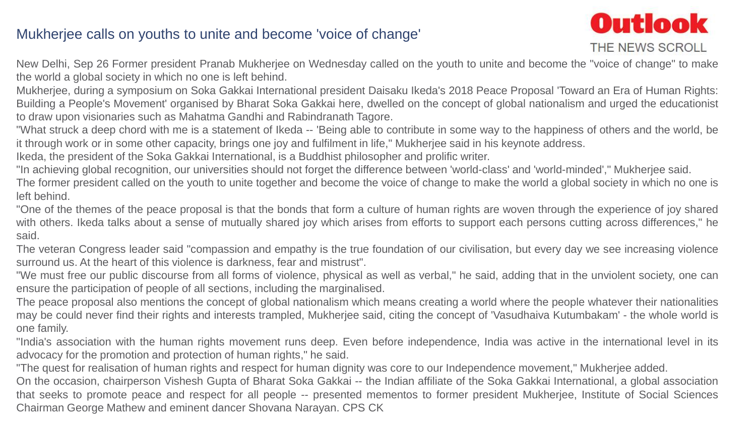# Mukherjee calls on youths to unite and become 'voice of change'

**Outlook**
THE NEWS SCROLL

New Delhi, Sep 26 Former president Pranab Mukherjee on Wednesday called on the youth to unite and become the "voice of change" to make the world a global society in which no one is left behind.

Mukherjee, during a symposium on Soka Gakkai International president Daisaku Ikeda's 2018 Peace Proposal 'Toward an Era of Human Rights: Building a People's Movement' organised by Bharat Soka Gakkai here, dwelled on the concept of global nationalism and urged the educationist to draw upon visionaries such as Mahatma Gandhi and Rabindranath Tagore.

"What struck a deep chord with me is a statement of Ikeda -- 'Being able to contribute in some way to the happiness of others and the world, be it through work or in some other capacity, brings one joy and fulfilment in life," Mukherjee said in his keynote address.

Ikeda, the president of the Soka Gakkai International, is a Buddhist philosopher and prolific writer.

"In achieving global recognition, our universities should not forget the difference between 'world-class' and 'world-minded'," Mukherjee said.

The former president called on the youth to unite together and become the voice of change to make the world a global society in which no one is left behind.

"One of the themes of the peace proposal is that the bonds that form a culture of human rights are woven through the experience of joy shared with others. Ikeda talks about a sense of mutually shared joy which arises from efforts to support each persons cutting across differences," he said.

The veteran Congress leader said "compassion and empathy is the true foundation of our civilisation, but every day we see increasing violence surround us. At the heart of this violence is darkness, fear and mistrust".

"We must free our public discourse from all forms of violence, physical as well as verbal," he said, adding that in the unviolent society, one can ensure the participation of people of all sections, including the marginalised.

The peace proposal also mentions the concept of global nationalism which means creating a world where the people whatever their nationalities may be could never find their rights and interests trampled, Mukherjee said, citing the concept of 'Vasudhaiva Kutumbakam' - the whole world is one family.

"India's association with the human rights movement runs deep. Even before independence, India was active in the international level in its advocacy for the promotion and protection of human rights," he said.

"The quest for realisation of human rights and respect for human dignity was core to our Independence movement," Mukherjee added.

On the occasion, chairperson Vishesh Gupta of Bharat Soka Gakkai -- the Indian affiliate of the Soka Gakkai International, a global association that seeks to promote peace and respect for all people -- presented mementos to former president Mukherjee, Institute of Social Sciences Chairman George Mathew and eminent dancer Shovana Narayan. CPS CK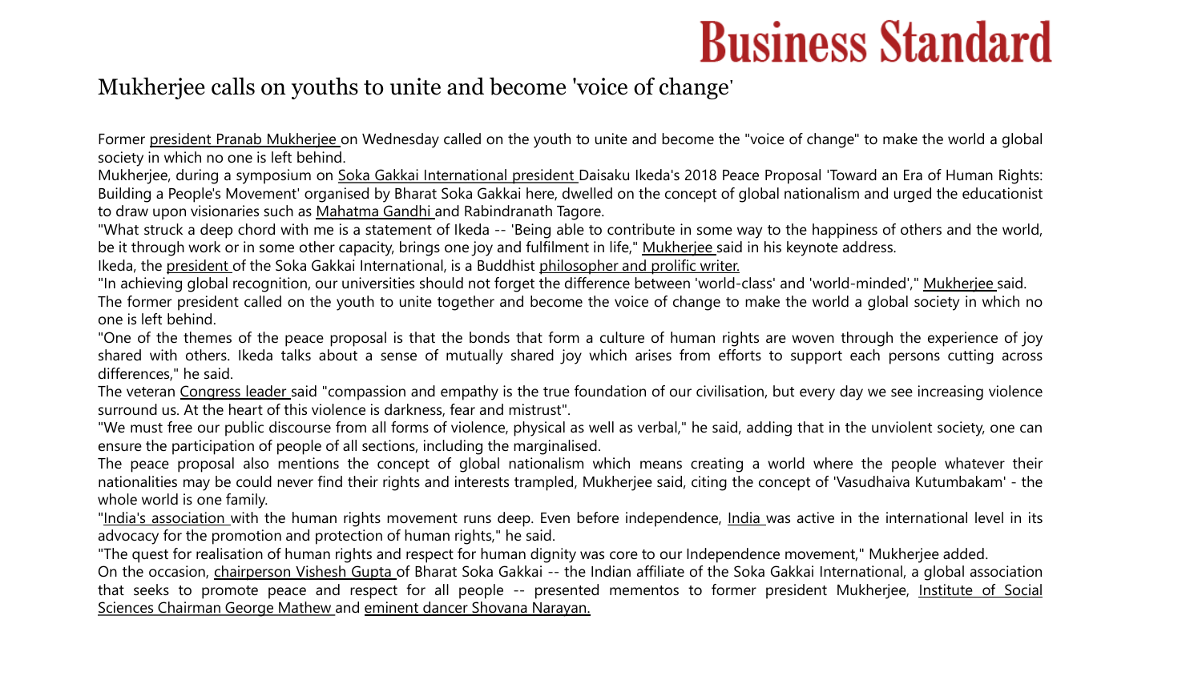# Business Standard

## Mukherjee calls on youths to unite and become 'voice of change'

Former president Pranab Mukherjee on Wednesday called on the youth to unite and become the "voice of change" to make the world a global society in which no one is left behind.

Mukherjee, during a symposium on Soka Gakkai International president Daisaku Ikeda's 2018 Peace Proposal 'Toward an Era of Human Rights: Building a People's Movement' organised by Bharat Soka Gakkai here, dwelled on the concept of global nationalism and urged the educationist to draw upon visionaries such as Mahatma Gandhi and Rabindranath Tagore.

"What struck a deep chord with me is a statement of Ikeda -- 'Being able to contribute in some way to the happiness of others and the world, be it through work or in some other capacity, brings one joy and fulfilment in life," Mukherjee said in his keynote address.

Ikeda, the president of the Soka Gakkai International, is a Buddhist philosopher and prolific writer.

"In achieving global recognition, our universities should not forget the difference between 'world-class' and 'world-minded'," Mukherjee said.

The former president called on the youth to unite together and become the voice of change to make the world a global society in which no one is left behind.

"One of the themes of the peace proposal is that the bonds that form a culture of human rights are woven through the experience of joy shared with others. Ikeda talks about a sense of mutually shared joy which arises from efforts to support each persons cutting across differences," he said.

The veteran Congress leader said "compassion and empathy is the true foundation of our civilisation, but every day we see increasing violence surround us. At the heart of this violence is darkness, fear and mistrust".

"We must free our public discourse from all forms of violence, physical as well as verbal," he said, adding that in the unviolent society, one can ensure the participation of people of all sections, including the marginalised.

The peace proposal also mentions the concept of global nationalism which means creating a world where the people whatever their nationalities may be could never find their rights and interests trampled, Mukherjee said, citing the concept of 'Vasudhaiva Kutumbakam' - the whole world is one family.

"India's association with the human rights movement runs deep. Even before independence, India was active in the international level in its advocacy for the promotion and protection of human rights," he said.

"The quest for realisation of human rights and respect for human dignity was core to our Independence movement," Mukherjee added.

On the occasion, chairperson Vishesh Gupta of Bharat Soka Gakkai -- the Indian affiliate of the Soka Gakkai International, a global association that seeks to promote peace and respect for all people -- presented mementos to former president Mukherjee, Institute of Social Sciences Chairman George Mathew and eminent dancer Shovana Narayan.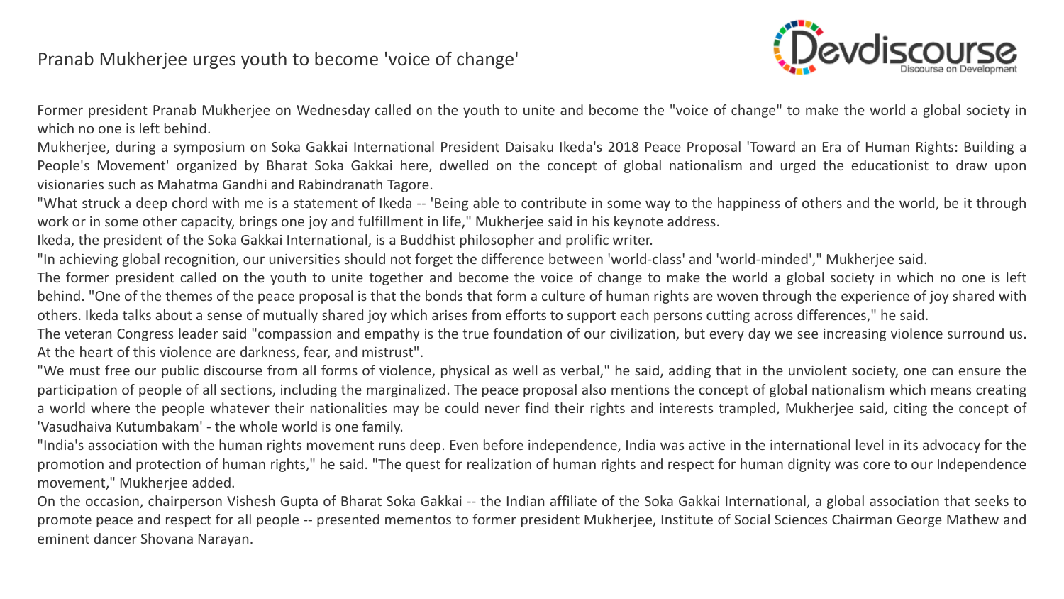# Pranab Mukherjee urges youth to become 'voice of change'

Former president Pranab Mukherjee on Wednesday called on the youth to unite and become the "voice of change" to make the world a global society in which no one is left behind.

Mukherjee, during a symposium on Soka Gakkai International President Daisaku Ikeda's 2018 Peace Proposal 'Toward an Era of Human Rights: Building a People's Movement' organized by Bharat Soka Gakkai here, dwelled on the concept of global nationalism and urged the educationist to draw upon visionaries such as Mahatma Gandhi and Rabindranath Tagore.

"What struck a deep chord with me is a statement of Ikeda -- 'Being able to contribute in some way to the happiness of others and the world, be it through work or in some other capacity, brings one joy and fulfillment in life," Mukherjee said in his keynote address.

Ikeda, the president of the Soka Gakkai International, is a Buddhist philosopher and prolific writer.

"In achieving global recognition, our universities should not forget the difference between 'world-class' and 'world-minded'," Mukherjee said.

The former president called on the youth to unite together and become the voice of change to make the world a global society in which no one is left behind. "One of the themes of the peace proposal is that the bonds that form a culture of human rights are woven through the experience of joy shared with others. Ikeda talks about a sense of mutually shared joy which arises from efforts to support each persons cutting across differences," he said.

The veteran Congress leader said "compassion and empathy is the true foundation of our civilization, but every day we see increasing violence surround us. At the heart of this violence are darkness, fear, and mistrust".

"We must free our public discourse from all forms of violence, physical as well as verbal," he said, adding that in the unviolent society, one can ensure the participation of people of all sections, including the marginalized. The peace proposal also mentions the concept of global nationalism which means creating a world where the people whatever their nationalities may be could never find their rights and interests trampled, Mukherjee said, citing the concept of 'Vasudhaiva Kutumbakam' - the whole world is one family.

"India's association with the human rights movement runs deep. Even before independence, India was active in the international level in its advocacy for the promotion and protection of human rights," he said. "The quest for realization of human rights and respect for human dignity was core to our Independence movement," Mukherjee added.

On the occasion, chairperson Vishesh Gupta of Bharat Soka Gakkai -- the Indian affiliate of the Soka Gakkai International, a global association that seeks to promote peace and respect for all people -- presented mementos to former president Mukherjee, Institute of Social Sciences Chairman George Mathew and eminent dancer Shovana Narayan.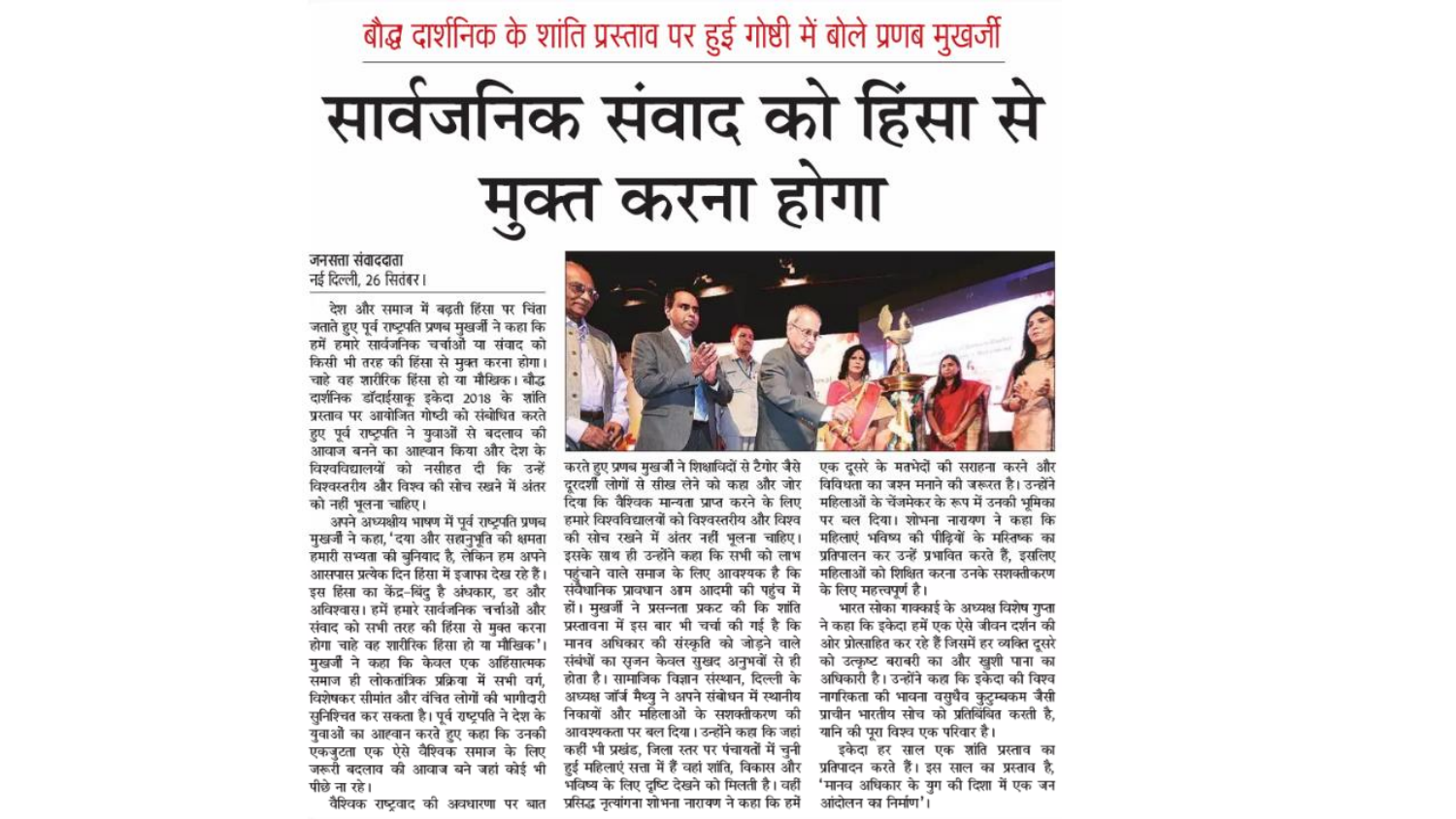## बौद्ध दार्शनिक के शांति प्रस्ताव पर हुई गोष्ठी में बोले प्रणब मुखर्जी

# सार्वजनिक संवाद को हिंसा से मुक्त करना होगा

जनसत्ता संवाददाता
नई दिल्ली, 26 सितंबर।

देश और समाज में बढ़ती हिंसा पर चिंता जताते हुए पूर्व राष्ट्रपति प्रणब मुखर्जी ने कहा कि हमें हमारे सार्वजनिक चर्चाओं या संवाद को किसी भी तरह की हिंसा से मुक्त करना होगा। चाहे वह शारीरिक हिंसा हो या मौखिक। बौद्ध दार्शनिक डॉदाईसाकू इकेदा 2018 के शांति प्रस्ताव पर आयोजित गोष्ठी को संबोधित करते हुए पूर्व राष्ट्रपति ने युवाओं से बदलाव की आवाज बनने का आह्वान किया और देश के विश्वविद्यालयों को नसीहत दी कि उन्हें विश्वस्तरीय और विश्व की सोच रखने में अंतर को नहीं भूलना चाहिए।

अपने अध्यक्षीय भाषण में पूर्व राष्ट्रपति प्रणब मुखर्जी ने कहा, 'दया और सहानुभूति की क्षमता हमारी सभ्यता की बुनियाद है, लेकिन हम अपने आसपास प्रत्येक दिन हिंसा में इजाफा देख रहे हैं। इस हिंसा का केंद्र-बिंदु है अंधकार, डर और अविश्वास। हमें हमारे सार्वजनिक चर्चाओं और संवाद को सभी तरह की हिंसा से मुक्त करना होगा चाहे वह शारीरिक हिंसा हो या मौखिक'। मुखर्जी ने कहा कि केवल एक अहिंसात्मक समाज ही लोकतांत्रिक प्रक्रिया में सभी वर्ग, विशेषकर सीमांत और वंचित लोगों की भागीदारी सुनिश्चित कर सकता है। पूर्व राष्ट्रपति ने देश के युवाओं का आह्वान करते हुए कहा कि उनकी एकजुटता एक ऐसे वैश्विक समाज के लिए जरूरी बदलाव की आवाज बने जहां कोई भी पीछे ना रहे।

वैश्विक राष्ट्रवाद की अवधारणा पर बात करते हुए प्रणब मुखर्जी ने शिक्षाविदों से टैगोर जैसे दूरदर्शी लोगों से सीख लेने को कहा और जोर दिया कि वैश्विक मान्यता प्राप्त करने के लिए हमारे विश्वविद्यालयों को विश्वस्तरीय और विश्व की सोच रखने में अंतर नहीं भूलना चाहिए। इसके साथ ही उन्होंने कहा कि सभी को लाभ पहुंचाने वाले समाज के लिए आवश्यक है कि संवैधानिक प्रावधान आम आदमी की पहुंच में हों। मुखर्जी ने प्रसन्नता प्रकट की कि शांति प्रस्तावना में इस बार भी चर्चा की गई है कि मानव अधिकार की संस्कृति को जोड़ने वाले संबंधों का सृजन केवल सुखद अनुभवों से ही होता है। सामाजिक विज्ञान संस्थान, दिल्ली के अध्यक्ष जॉर्ज मैथ्यु ने अपने संबोधन में स्थानीय निकायों और महिलाओं के सशक्तीकरण की आवश्यकता पर बल दिया। उन्होंने कहा कि जहां कहीं भी प्रखंड, जिला स्तर पर पंचायतों में चुनी हुई महिलाएं सत्ता में हैं वहां शांति, विकास और भविष्य के लिए दृष्टि देखने को मिलती है। वहीं प्रसिद्ध नृत्यांगना शोभना नारायण ने कहा कि हमें एक दूसरे के मतभेदों की सराहना करने और विविधता का जश्न मनाने की जरूरत है। उन्होंने महिलाओं के चेंजमेकर के रूप में उनकी भूमिका पर बल दिया। शोभना नारायण ने कहा कि महिलाएं भविष्य की पीढ़ियों के मस्तिष्क का प्रतिपालन कर उन्हें प्रभावित करते हैं, इसलिए महिलाओं को शिक्षित करना उनके सशक्तीकरण के लिए महत्त्वपूर्ण है।

भारत सोका गाक्काई के अध्यक्ष विशेष गुप्ता ने कहा कि इकेदा हमें एक ऐसे जीवन दर्शन की ओर प्रोत्साहित कर रहे हैं जिसमें हर व्यक्ति दूसरे को उत्कृष्ट बराबरी का और खुशी पाना का अधिकारी है। उन्होंने कहा कि इकेदा की विश्व नागरिकता की भावना वसुधैव कुटुम्बकम जैसी प्राचीन भारतीय सोच को प्रतिबिंबित करती है, यानि की पूरा विश्व एक परिवार है।

इकेदा हर साल एक शांति प्रस्ताव का प्रतिपादन करते हैं। इस साल का प्रस्ताव है, 'मानव अधिकार के युग की दिशा में एक जन आंदोलन का निर्माण'।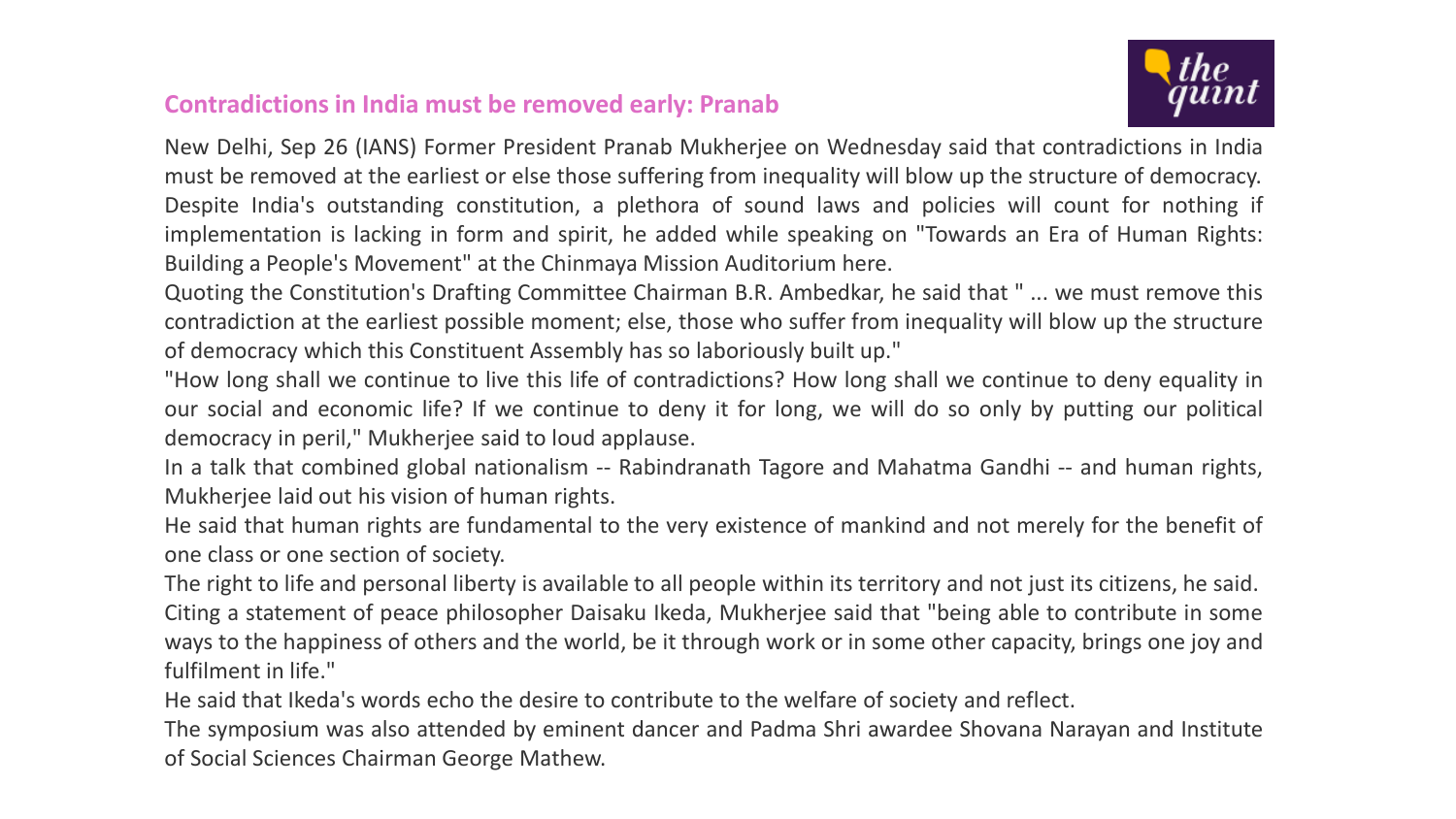## Contradictions in India must be removed early: Pranab

New Delhi, Sep 26 (IANS) Former President Pranab Mukherjee on Wednesday said that contradictions in India must be removed at the earliest or else those suffering from inequality will blow up the structure of democracy. Despite India's outstanding constitution, a plethora of sound laws and policies will count for nothing if implementation is lacking in form and spirit, he added while speaking on "Towards an Era of Human Rights: Building a People's Movement" at the Chinmaya Mission Auditorium here.

Quoting the Constitution's Drafting Committee Chairman B.R. Ambedkar, he said that " ... we must remove this contradiction at the earliest possible moment; else, those who suffer from inequality will blow up the structure of democracy which this Constituent Assembly has so laboriously built up."

"How long shall we continue to live this life of contradictions? How long shall we continue to deny equality in our social and economic life? If we continue to deny it for long, we will do so only by putting our political democracy in peril," Mukherjee said to loud applause.

In a talk that combined global nationalism -- Rabindranath Tagore and Mahatma Gandhi -- and human rights, Mukherjee laid out his vision of human rights.

He said that human rights are fundamental to the very existence of mankind and not merely for the benefit of one class or one section of society.

The right to life and personal liberty is available to all people within its territory and not just its citizens, he said.

Citing a statement of peace philosopher Daisaku Ikeda, Mukherjee said that "being able to contribute in some ways to the happiness of others and the world, be it through work or in some other capacity, brings one joy and fulfilment in life."

He said that Ikeda's words echo the desire to contribute to the welfare of society and reflect.

The symposium was also attended by eminent dancer and Padma Shri awardee Shovana Narayan and Institute of Social Sciences Chairman George Mathew.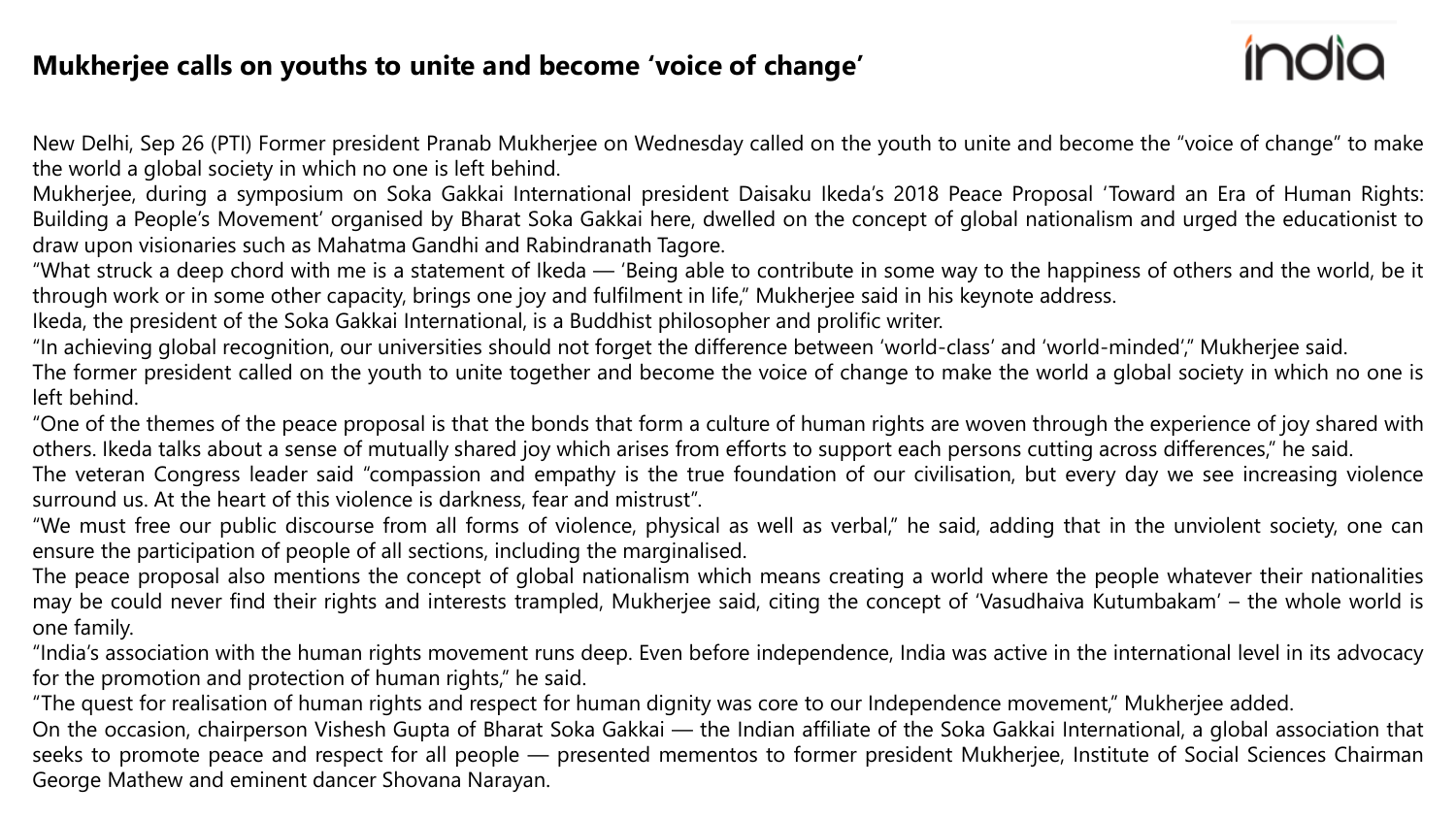# Mukherjee calls on youths to unite and become 'voice of change'

New Delhi, Sep 26 (PTI) Former president Pranab Mukherjee on Wednesday called on the youth to unite and become the "voice of change" to make the world a global society in which no one is left behind.

Mukherjee, during a symposium on Soka Gakkai International president Daisaku Ikeda's 2018 Peace Proposal 'Toward an Era of Human Rights: Building a People's Movement' organised by Bharat Soka Gakkai here, dwelled on the concept of global nationalism and urged the educationist to draw upon visionaries such as Mahatma Gandhi and Rabindranath Tagore.

"What struck a deep chord with me is a statement of Ikeda — 'Being able to contribute in some way to the happiness of others and the world, be it through work or in some other capacity, brings one joy and fulfilment in life," Mukherjee said in his keynote address.

Ikeda, the president of the Soka Gakkai International, is a Buddhist philosopher and prolific writer.

"In achieving global recognition, our universities should not forget the difference between 'world-class' and 'world-minded'," Mukherjee said.

The former president called on the youth to unite together and become the voice of change to make the world a global society in which no one is left behind.

"One of the themes of the peace proposal is that the bonds that form a culture of human rights are woven through the experience of joy shared with others. Ikeda talks about a sense of mutually shared joy which arises from efforts to support each persons cutting across differences," he said.

The veteran Congress leader said "compassion and empathy is the true foundation of our civilisation, but every day we see increasing violence surround us. At the heart of this violence is darkness, fear and mistrust".

"We must free our public discourse from all forms of violence, physical as well as verbal," he said, adding that in the unviolent society, one can ensure the participation of people of all sections, including the marginalised.

The peace proposal also mentions the concept of global nationalism which means creating a world where the people whatever their nationalities may be could never find their rights and interests trampled, Mukherjee said, citing the concept of 'Vasudhaiva Kutumbakam' – the whole world is one family.

"India's association with the human rights movement runs deep. Even before independence, India was active in the international level in its advocacy for the promotion and protection of human rights," he said.

"The quest for realisation of human rights and respect for human dignity was core to our Independence movement," Mukherjee added.

On the occasion, chairperson Vishesh Gupta of Bharat Soka Gakkai — the Indian affiliate of the Soka Gakkai International, a global association that seeks to promote peace and respect for all people — presented mementos to former president Mukherjee, Institute of Social Sciences Chairman George Mathew and eminent dancer Shovana Narayan.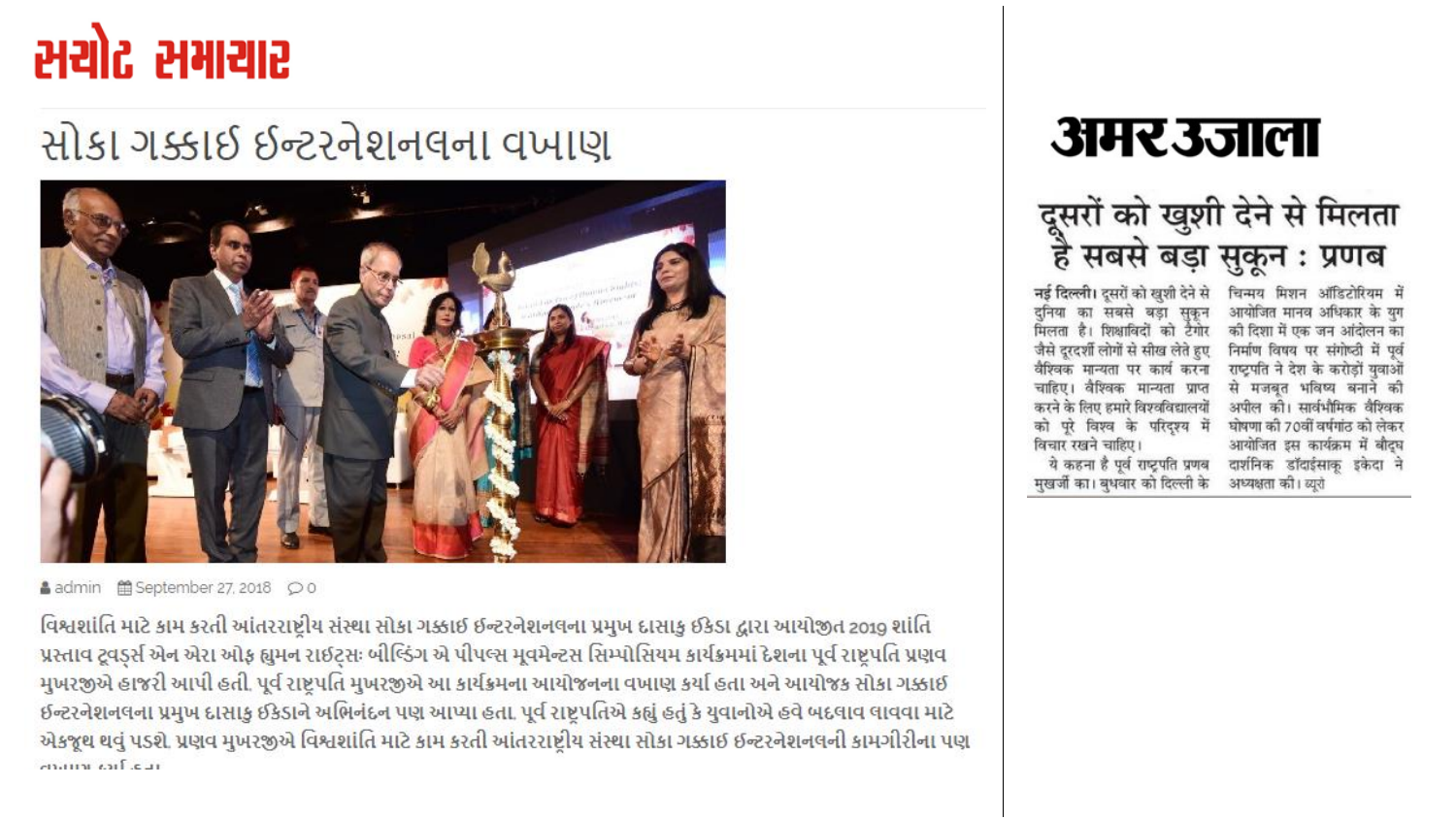# સચોટ સમાચાર

## સોકા ગક્કાઈ ઈન્ટરનેશનલના વખાણ

admin September 27, 2018 0

વિશ્વશાંતિ માટે કામ કરતી આંતરરાષ્ટ્રીય સંસ્થા સોકા ગક્કાઈ ઈન્ટરનેશનલના પ્રમુખ દાસાકુ ઈકેડા દ્વારા આયોજીત 2019 શાંતિ પ્રસ્તાવ ટુવર્ડ્સ એન એરા ઓફ હ્યુમન રાઈટ્સઃ બીલ્ડિંગ એ પીપલ્સ મૂવમેન્ટસ સિમ્પોસિયમ કાર્યક્રમમાં દેશના પૂર્વ રાષ્ટ્રપતિ પ્રણવ મુખરજીએ હાજરી આપી હતી. પૂર્વ રાષ્ટ્રપતિ મુખરજીએ આ કાર્યક્રમના આયોજનના વખાણ કર્યા હતા અને આયોજક સોકા ગક્કાઈ ઈન્ટરનેશનલના પ્રમુખ દાસાકુ ઈકેડાને અભિનંદન પણ આપ્યા હતા. પૂર્વ રાષ્ટ્રપતિએ કહ્યું હતું કે યુવાનોએ હવે બદલાવ લાવવા માટે એકજૂથ થવું પડશે. પ્રણવ મુખરજીએ વિશ્વશાંતિ માટે કામ કરતી આંતરરાષ્ટ્રીય સંસ્થા સોકા ગક્કાઈ ઈન્ટરનેશનલની કામગીરીના પણ વખાણ કર્યા હતા.

# अमर उजाला

## दूसरों को खुशी देने से मिलता है सबसे बड़ा सुकून : प्रणव

नई दिल्ली। दूसरों को खुशी देने से दुनिया का सबसे बड़ा सुकून मिलता है। शिक्षाविदों को टैगोर जैसे दूरदर्शी लोगों से सीख लेते हुए वैश्विक मान्यता पर कार्य करना चाहिए। वैश्विक मान्यता प्राप्त करने के लिए हमारे विश्वविद्यालयों को पूरे विश्व के परिदृश्य में विचार रखने चाहिए।

ये कहना है पूर्व राष्ट्रपति प्रणव मुखर्जी का। बुधवार को दिल्ली के चिन्मय मिशन ऑडिटोरियम में आयोजित मानव अधिकार के युग की दिशा में एक जन आंदोलन का निर्माण विषय पर संगोष्ठी में पूर्व राष्ट्रपति ने देश के करोड़ों युवाओं से मजबूत भविष्य बनाने की अपील की। सार्वभौमिक वैश्विक घोषणा की 70वीं वर्षगांठ को लेकर आयोजित इस कार्यक्रम में बौद्ध दार्शनिक डॉ दाईसाकू इकेदा ने अध्यक्षता की। ब्यूरो